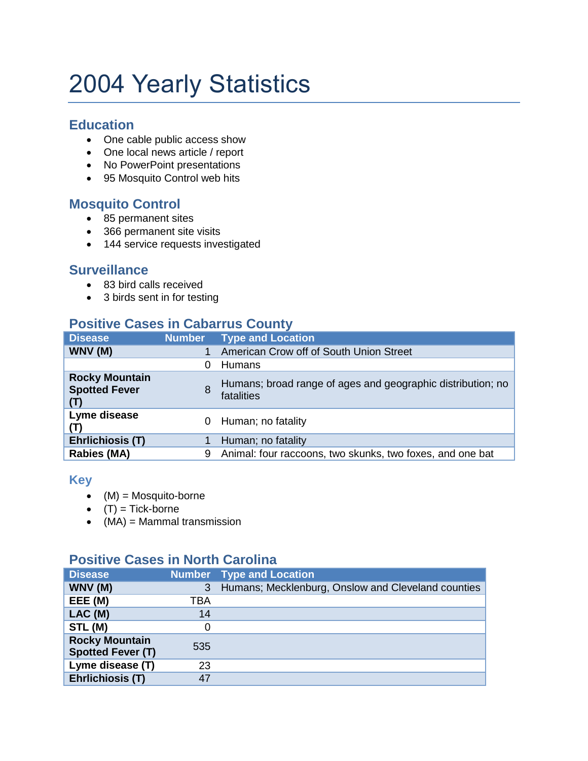# 2004 Yearly Statistics

## Education

- One cable public access show
- One local news article / report
- No PowerPoint presentations
- 95 Mosquito Control web hits

## Mosquito Control

- 85 permanent sites
- 366 permanent site visits
- 144 service requests investigated

## Surveillance

- 83 bird calls received
- 3 birds sent in for testing

## Positive Cases in Cabarrus County

| Disease | Number | Type and Location |
|---|---|---|
| **WNV (M)** | 1 | American Crow off of South Union Street |
| | 0 | Humans |
| **Rocky Mountain Spotted Fever (T)** | 8 | Humans; broad range of ages and geographic distribution; no fatalities |
| **Lyme disease (T)** | 0 | Human; no fatality |
| **Ehrlichiosis (T)** | 1 | Human; no fatality |
| **Rabies (MA)** | 9 | Animal: four raccoons, two skunks, two foxes, and one bat |

### Key

- (M) = Mosquito-borne
- (T) = Tick-borne
- (MA) = Mammal transmission

## Positive Cases in North Carolina

| Disease | Number | Type and Location |
|---|---|---|
| **WNV (M)** | 3 | Humans; Mecklenburg, Onslow and Cleveland counties |
| **EEE (M)** | TBA | |
| **LAC (M)** | 14 | |
| **STL (M)** | 0 | |
| **Rocky Mountain Spotted Fever (T)** | 535 | |
| **Lyme disease (T)** | 23 | |
| **Ehrlichiosis (T)** | 47 | |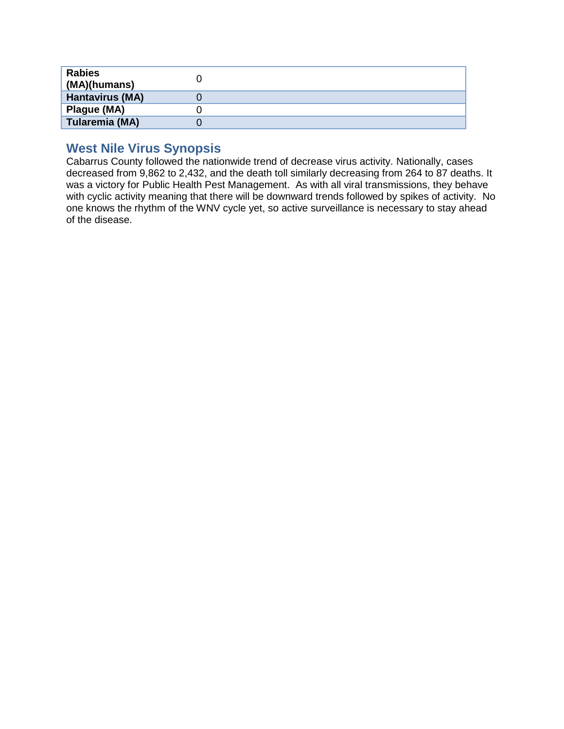| | |
|---|---|
| **Rabies (MA)(humans)** | 0 |
| **Hantavirus (MA)** | 0 |
| **Plague (MA)** | 0 |
| **Tularemia (MA)** | 0 |

## West Nile Virus Synopsis

Cabarrus County followed the nationwide trend of decrease virus activity. Nationally, cases decreased from 9,862 to 2,432, and the death toll similarly decreasing from 264 to 87 deaths. It was a victory for Public Health Pest Management. As with all viral transmissions, they behave with cyclic activity meaning that there will be downward trends followed by spikes of activity. No one knows the rhythm of the WNV cycle yet, so active surveillance is necessary to stay ahead of the disease.